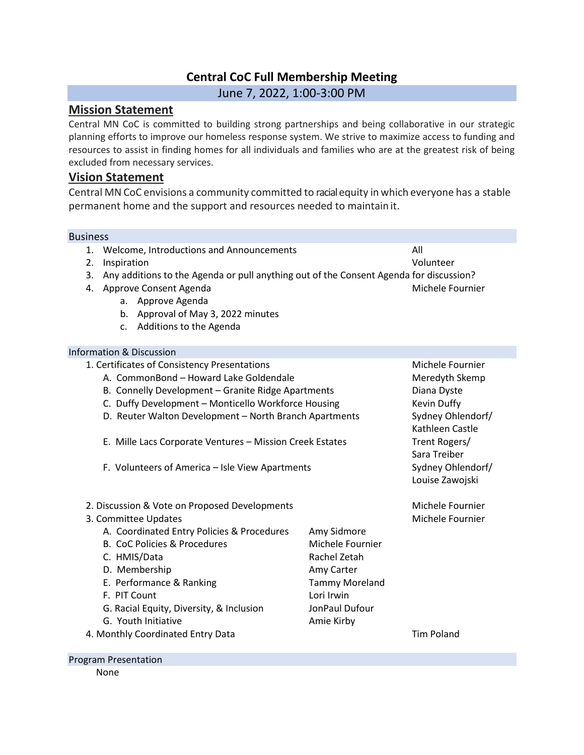# Central CoC Full Membership Meeting

June 7, 2022, 1:00-3:00 PM

## Mission Statement

Central MN CoC is committed to building strong partnerships and being collaborative in our strategic planning efforts to improve our homeless response system. We strive to maximize access to funding and resources to assist in finding homes for all individuals and families who are at the greatest risk of being excluded from necessary services.

## Vision Statement

Central MN CoC envisions a community committed to racial equity in which everyone has a stable permanent home and the support and resources needed to maintain it.

### Business

1. Welcome, Introductions and Announcements — All
2. Inspiration — Volunteer
3. Any additions to the Agenda or pull anything out of the Consent Agenda for discussion?
4. Approve Consent Agenda — Michele Fournier
   a. Approve Agenda
   b. Approval of May 3, 2022 minutes
   c. Additions to the Agenda

### Information & Discussion

1. Certificates of Consistency Presentations — Michele Fournier
   A. CommonBond – Howard Lake Goldendale — Meredyth Skemp
   B. Connelly Development – Granite Ridge Apartments — Diana Dyste
   C. Duffy Development – Monticello Workforce Housing — Kevin Duffy
   D. Reuter Walton Development – North Branch Apartments — Sydney Ohlendorf/ Kathleen Castle
   E. Mille Lacs Corporate Ventures – Mission Creek Estates — Trent Rogers/ Sara Treiber
   F. Volunteers of America – Isle View Apartments — Sydney Ohlendorf/ Louise Zawojski
2. Discussion & Vote on Proposed Developments — Michele Fournier
3. Committee Updates — Michele Fournier
   A. Coordinated Entry Policies & Procedures — Amy Sidmore
   B. CoC Policies & Procedures — Michele Fournier
   C. HMIS/Data — Rachel Zetah
   D. Membership — Amy Carter
   E. Performance & Ranking — Tammy Moreland
   F. PIT Count — Lori Irwin
   G. Racial Equity, Diversity, & Inclusion — JonPaul Dufour
   G. Youth Initiative — Amie Kirby
4. Monthly Coordinated Entry Data — Tim Poland

### Program Presentation

None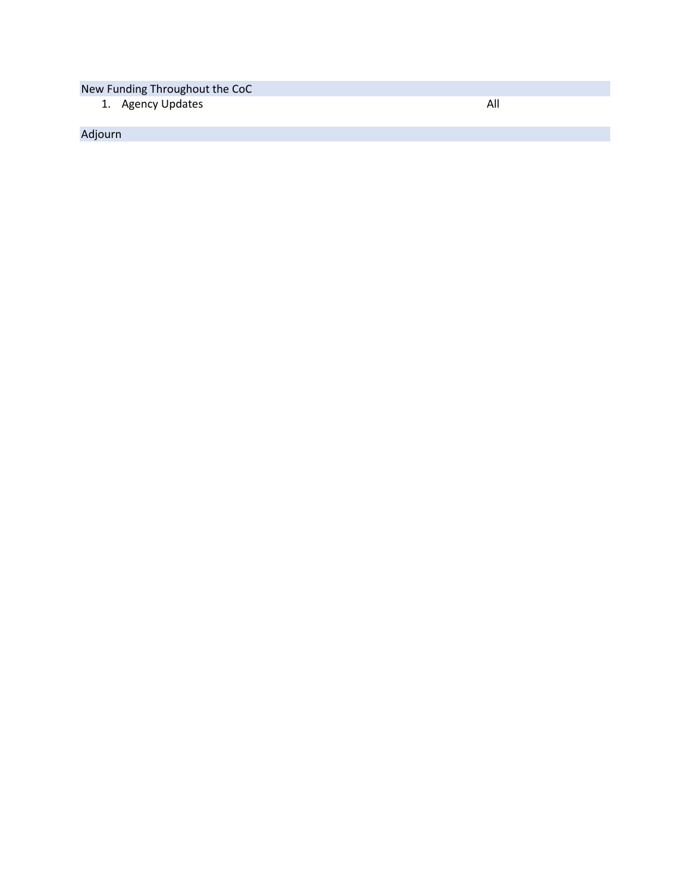## New Funding Throughout the CoC

1. Agency Updates — All

## Adjourn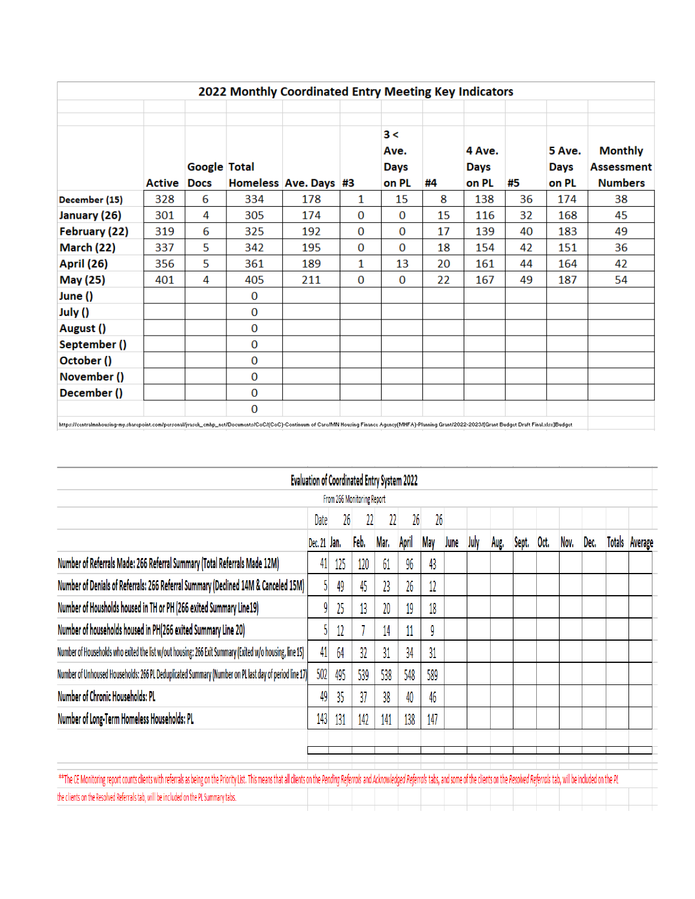## 2022 Monthly Coordinated Entry Meeting Key Indicators

| | Active | Google Docs | Total Homeless | Ave. Days | #3 | 3 < Ave. Days on PL | #4 | 4 Ave. Days on PL | #5 | 5 Ave. Days on PL | Monthly Assessment Numbers |
|---|---|---|---|---|---|---|---|---|---|---|---|
| December (15) | 328 | 6 | 334 | 178 | 1 | 15 | 8 | 138 | 36 | 174 | 38 |
| January (26) | 301 | 4 | 305 | 174 | 0 | 0 | 15 | 116 | 32 | 168 | 45 |
| February (22) | 319 | 6 | 325 | 192 | 0 | 0 | 17 | 139 | 40 | 183 | 49 |
| March (22) | 337 | 5 | 342 | 195 | 0 | 0 | 18 | 154 | 42 | 151 | 36 |
| April (26) | 356 | 5 | 361 | 189 | 1 | 13 | 20 | 161 | 44 | 164 | 42 |
| May (25) | 401 | 4 | 405 | 211 | 0 | 0 | 22 | 167 | 49 | 187 | 54 |
| June () | | | 0 | | | | | | | | |
| July () | | | 0 | | | | | | | | |
| August () | | | 0 | | | | | | | | |
| September () | | | 0 | | | | | | | | |
| October () | | | 0 | | | | | | | | |
| November () | | | 0 | | | | | | | | |
| December () | | | 0 | | | | | | | | |
| | | | 0 | | | | | | | | |

https://centralmnhousing-my.sharepoint.com/personal/jvasek_cmhp_net/Documents/CoC/(CoC)-Continuum of Care/MN Housing Finance Agency(MHFA)-Planning Grant/2022-2023/[Grant Budget Draft Final.xlsx]Budget

## Evaluation of Coordinated Entry System 2022

From 266 Monitoring Report

| | Dec. 21 | Jan. | Feb. | Mar. | April | May | June | July | Aug. | Sept. | Oct. | Nov. | Dec. | Totals | Average |
|---|---|---|---|---|---|---|---|---|---|---|---|---|---|---|---|
| Date | | 26 | 22 | 22 | 26 | 26 | | | | | | | | | |
| Number of Referrals Made: 266 Referral Summary (Total Referrals Made 12M) | 41 | 125 | 120 | 61 | 96 | 43 | | | | | | | | | |
| Number of Denials of Referrals: 266 Referral Summary (Declined 14M & Canceled 15M) | 5 | 49 | 45 | 23 | 26 | 12 | | | | | | | | | |
| Number of Housholds housed in TH or PH (266 exited Summary Line19) | 9 | 25 | 13 | 20 | 19 | 18 | | | | | | | | | |
| Number of households housed in PH(266 exited Summary Line 20) | 5 | 12 | 7 | 14 | 11 | 9 | | | | | | | | | |
| Number of Households who exited the list w/out housing: 266 Exit Summary (Exited w/o housing, line 15) | 41 | 64 | 32 | 31 | 34 | 31 | | | | | | | | | |
| Number of Unhoused Households: 266 PL Deduplicated Summary (Number on PL last day of period line 17) | 502 | 495 | 539 | 538 | 548 | 589 | | | | | | | | | |
| Number of Chronic Households: PL | 49 | 35 | 37 | 38 | 40 | 46 | | | | | | | | | |
| Number of Long-Term Homeless Households: PL | 143 | 131 | 142 | 141 | 138 | 147 | | | | | | | | | |

**The CE Monitoring report counts clients with referrals as being on the Priority List. This means that all clients on the *Pending Referrals* and *Acknowledged Referrals* tabs, and some of the clients on the *Resolved Referrals* tab, will be included on the PL

the clients on the Resolved Referrals tab, will be included on the PL Summary tabs.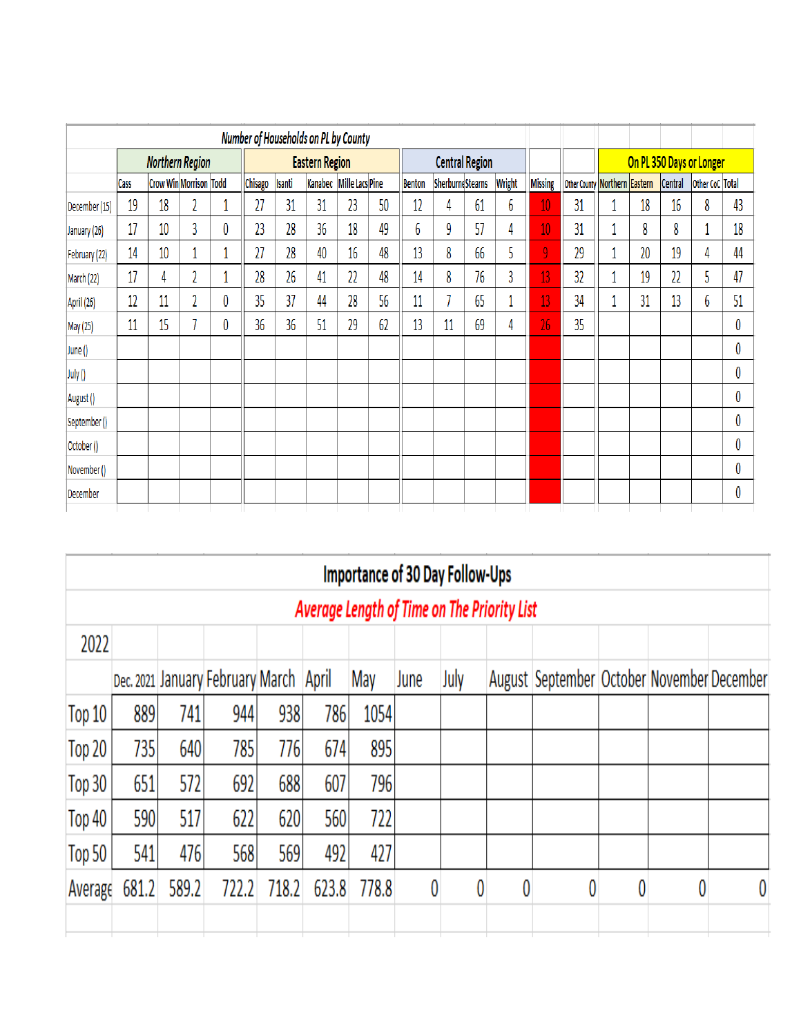**Number of Households on PL by County**

| | Northern Region | | | | Eastern Region | | | | | Central Region | | | | | | On PL 350 Days or Longer | | | | |
|---|---|---|---|---|---|---|---|---|---|---|---|---|---|---|---|---|---|---|---|---|
| | Cass | Crow Win | Morrison | Todd | Chisago | Isanti | Kanabec | Mille Lacs | Pine | Benton | Sherburne | Stearns | Wright | Missing | Other County | Northern | Eastern | Central | Other CoC | Total |
| December (15) | 19 | 18 | 2 | 1 | 27 | 31 | 31 | 23 | 50 | 12 | 4 | 61 | 6 | 10 | 31 | 1 | 18 | 16 | 8 | 43 |
| January (26) | 17 | 10 | 3 | 0 | 23 | 28 | 36 | 18 | 49 | 6 | 9 | 57 | 4 | 10 | 31 | 1 | 8 | 8 | 1 | 18 |
| February (22) | 14 | 10 | 1 | 1 | 27 | 28 | 40 | 16 | 48 | 13 | 8 | 66 | 5 | 9 | 29 | 1 | 20 | 19 | 4 | 44 |
| March (22) | 17 | 4 | 2 | 1 | 28 | 26 | 41 | 22 | 48 | 14 | 8 | 76 | 3 | 13 | 32 | 1 | 19 | 22 | 5 | 47 |
| April (26) | 12 | 11 | 2 | 0 | 35 | 37 | 44 | 28 | 56 | 11 | 7 | 65 | 1 | 13 | 34 | 1 | 31 | 13 | 6 | 51 |
| May (25) | 11 | 15 | 7 | 0 | 36 | 36 | 51 | 29 | 62 | 13 | 11 | 69 | 4 | 26 | 35 | | | | | 0 |
| June () | | | | | | | | | | | | | | | | | | | | 0 |
| July () | | | | | | | | | | | | | | | | | | | | 0 |
| August () | | | | | | | | | | | | | | | | | | | | 0 |
| September () | | | | | | | | | | | | | | | | | | | | 0 |
| October () | | | | | | | | | | | | | | | | | | | | 0 |
| November () | | | | | | | | | | | | | | | | | | | | 0 |
| December | | | | | | | | | | | | | | | | | | | | 0 |

**Importance of 30 Day Follow-Ups**

*Average Length of Time on The Priority List*

| 2022 | | | | | | | | | | | | | |
|---|---|---|---|---|---|---|---|---|---|---|---|---|---|
| | Dec. 2021 | January | February | March | April | May | June | July | August | September | October | November | December |
| Top 10 | 889 | 741 | 944 | 938 | 786 | 1054 | | | | | | | |
| Top 20 | 735 | 640 | 785 | 776 | 674 | 895 | | | | | | | |
| Top 30 | 651 | 572 | 692 | 688 | 607 | 796 | | | | | | | |
| Top 40 | 590 | 517 | 622 | 620 | 560 | 722 | | | | | | | |
| Top 50 | 541 | 476 | 568 | 569 | 492 | 427 | | | | | | | |
| Average | 681.2 | 589.2 | 722.2 | 718.2 | 623.8 | 778.8 | 0 | 0 | 0 | 0 | 0 | 0 | 0 |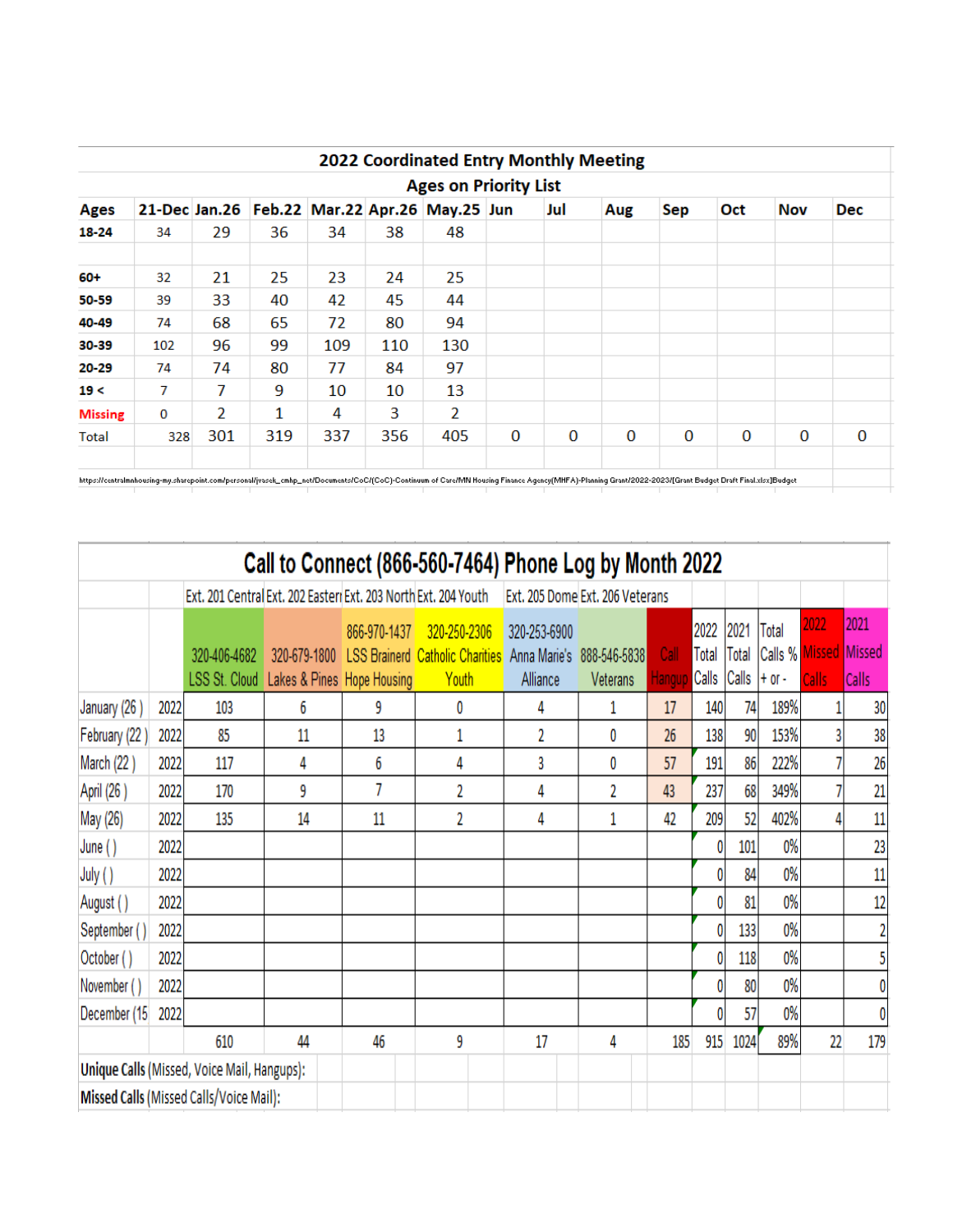## 2022 Coordinated Entry Monthly Meeting

### Ages on Priority List

| Ages | 21-Dec | Jan.26 | Feb.22 | Mar.22 | Apr.26 | May.25 | Jun | Jul | Aug | Sep | Oct | Nov | Dec |
|---|---|---|---|---|---|---|---|---|---|---|---|---|---|
| 18-24 | 34 | 29 | 36 | 34 | 38 | 48 | | | | | | | |
| | | | | | | | | | | | | | |
| 60+ | 32 | 21 | 25 | 23 | 24 | 25 | | | | | | | |
| 50-59 | 39 | 33 | 40 | 42 | 45 | 44 | | | | | | | |
| 40-49 | 74 | 68 | 65 | 72 | 80 | 94 | | | | | | | |
| 30-39 | 102 | 96 | 99 | 109 | 110 | 130 | | | | | | | |
| 20-29 | 74 | 74 | 80 | 77 | 84 | 97 | | | | | | | |
| 19 < | 7 | 7 | 9 | 10 | 10 | 13 | | | | | | | |
| Missing | 0 | 2 | 1 | 4 | 3 | 2 | | | | | | | |
| Total | 328 | 301 | 319 | 337 | 356 | 405 | 0 | 0 | 0 | 0 | 0 | 0 | 0 |

https://centralmnhousing-my.sharepoint.com/personal/jvasek_cmhp_net/Documents/CoC/(CoC)-Continuum of Care/MN Housing Finance Agency(MHFA)-Planning Grant/2022-2023/[Grant Budget Draft Final.xlsx]Budget

## Call to Connect (866-560-7464) Phone Log by Month 2022

| | | Ext. 201 Central | Ext. 202 Eastern | Ext. 203 North | Ext. 204 Youth | Ext. 205 Dome | Ext. 206 Veterans | | | | | | |
|---|---|---|---|---|---|---|---|---|---|---|---|---|---|
| | | 320-406-4682 LSS St. Cloud | 320-679-1800 Lakes & Pines | 866-970-1437 LSS Brainerd Hope Housing | 320-250-2306 Catholic Charities Youth | 320-253-6900 Anna Marie's Alliance | 888-546-5838 Veterans | Call Hangup | 2022 Total Calls | 2021 Total Calls | Total Calls % + or - | 2022 Missed Calls | 2021 Missed Calls |
| January (26 ) | 2022 | 103 | 6 | 9 | 0 | 4 | 1 | 17 | 140 | 74 | 189% | 1 | 30 |
| February (22 ) | 2022 | 85 | 11 | 13 | 1 | 2 | 0 | 26 | 138 | 90 | 153% | 3 | 38 |
| March (22 ) | 2022 | 117 | 4 | 6 | 4 | 3 | 0 | 57 | 191 | 86 | 222% | 7 | 26 |
| April (26 ) | 2022 | 170 | 9 | 7 | 2 | 4 | 2 | 43 | 237 | 68 | 349% | 7 | 21 |
| May (26) | 2022 | 135 | 14 | 11 | 2 | 4 | 1 | 42 | 209 | 52 | 402% | 4 | 11 |
| June ( ) | 2022 | | | | | | | | 0 | 101 | 0% | | 23 |
| July ( ) | 2022 | | | | | | | | 0 | 84 | 0% | | 11 |
| August ( ) | 2022 | | | | | | | | 0 | 81 | 0% | | 12 |
| September ( ) | 2022 | | | | | | | | 0 | 133 | 0% | | 2 |
| October ( ) | 2022 | | | | | | | | 0 | 118 | 0% | | 5 |
| November ( ) | 2022 | | | | | | | | 0 | 80 | 0% | | 0 |
| December (15 | 2022 | | | | | | | | 0 | 57 | 0% | | 0 |
| | | 610 | 44 | 46 | 9 | 17 | 4 | 185 | 915 | 1024 | 89% | 22 | 179 |

**Unique Calls** (Missed, Voice Mail, Hangups):

**Missed Calls** (Missed Calls/Voice Mail):